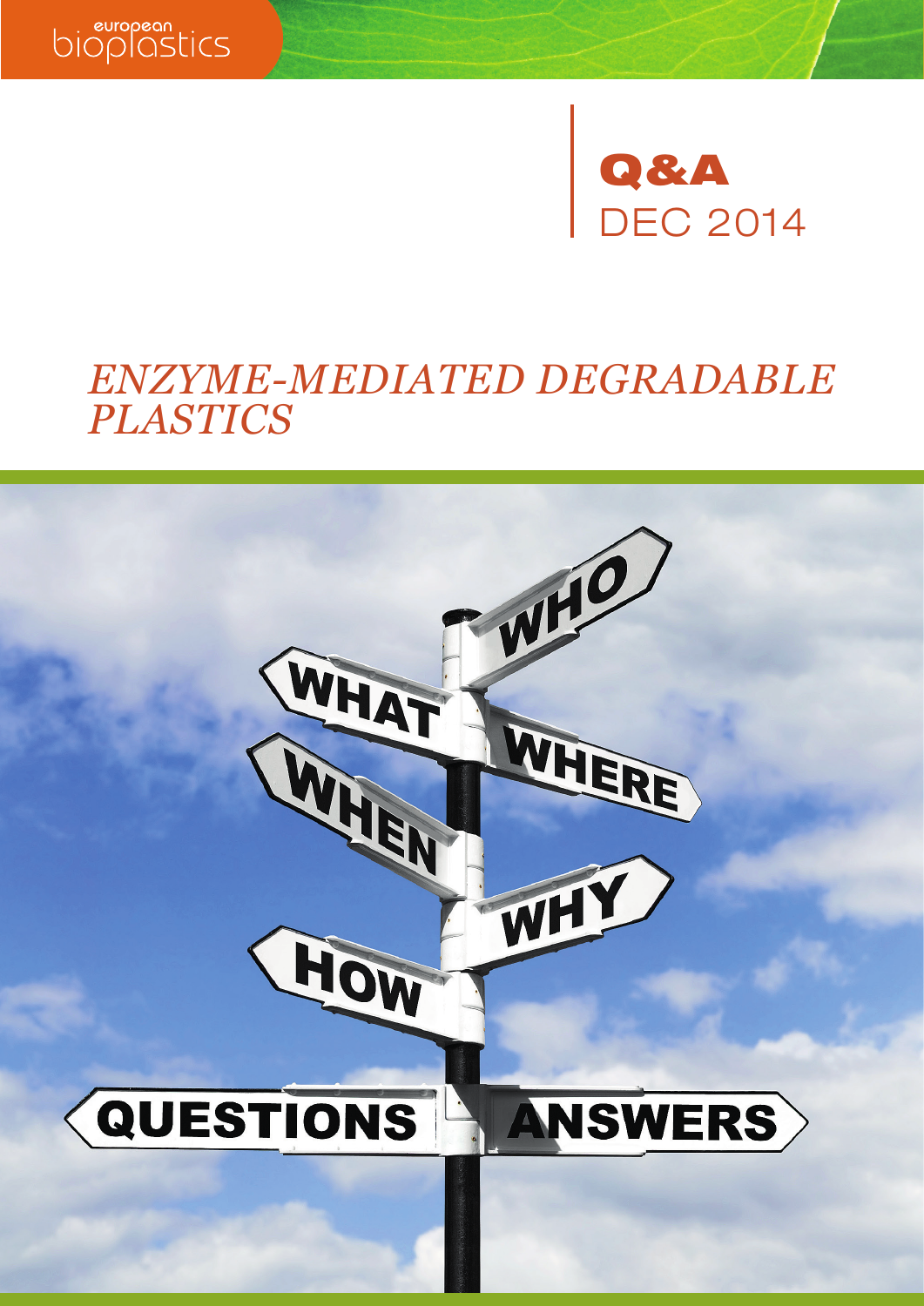european bioplastics

**Q&A**
DEC 2014

# *ENZYME-MEDIATED DEGRADABLE PLASTICS*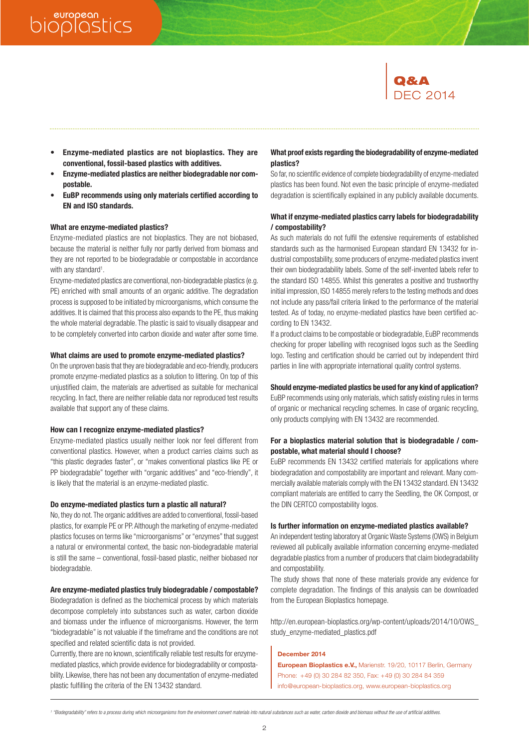# Q&A
DEC 2014

- **Enzyme-mediated plastics are not bioplastics. They are conventional, fossil-based plastics with additives.**
- **Enzyme-mediated plastics are neither biodegradable nor compostable.**
- **EuBP recommends using only materials certified according to EN and ISO standards.**

### What are enzyme-mediated plastics?

Enzyme-mediated plastics are not bioplastics. They are not biobased, because the material is neither fully nor partly derived from biomass and they are not reported to be biodegradable or compostable in accordance with any standard[1].

Enzyme-mediated plastics are conventional, non-biodegradable plastics (e.g. PE) enriched with small amounts of an organic additive. The degradation process is supposed to be initiated by microorganisms, which consume the additives. It is claimed that this process also expands to the PE, thus making the whole material degradable. The plastic is said to visually disappear and to be completely converted into carbon dioxide and water after some time.

### What claims are used to promote enzyme-mediated plastics?

On the unproven basis that they are biodegradable and eco-friendly, producers promote enzyme-mediated plastics as a solution to littering. On top of this unjustified claim, the materials are advertised as suitable for mechanical recycling. In fact, there are neither reliable data nor reproduced test results available that support any of these claims.

### How can I recognize enzyme-mediated plastics?

Enzyme-mediated plastics usually neither look nor feel different from conventional plastics. However, when a product carries claims such as "this plastic degrades faster", or "makes conventional plastics like PE or PP biodegradable" together with "organic additives" and "eco-friendly", it is likely that the material is an enzyme-mediated plastic.

### Do enzyme-mediated plastics turn a plastic all natural?

No, they do not. The organic additives are added to conventional, fossil-based plastics, for example PE or PP. Although the marketing of enzyme-mediated plastics focuses on terms like "microorganisms" or "enzymes" that suggest a natural or environmental context, the basic non-biodegradable material is still the same – conventional, fossil-based plastic, neither biobased nor biodegradable.

### Are enzyme-mediated plastics truly biodegradable / compostable?

Biodegradation is defined as the biochemical process by which materials decompose completely into substances such as water, carbon dioxide and biomass under the influence of microorganisms. However, the term "biodegradable" is not valuable if the timeframe and the conditions are not specified and related scientific data is not provided.

Currently, there are no known, scientifically reliable test results for enzyme-mediated plastics, which provide evidence for biodegradability or compostability. Likewise, there has not been any documentation of enzyme-mediated plastic fulfilling the criteria of the EN 13432 standard.

### What proof exists regarding the biodegradability of enzyme-mediated plastics?

So far, no scientific evidence of complete biodegradability of enzyme-mediated plastics has been found. Not even the basic principle of enzyme-mediated degradation is scientifically explained in any publicly available documents.

### What if enzyme-mediated plastics carry labels for biodegradability / compostability?

As such materials do not fulfil the extensive requirements of established standards such as the harmonised European standard EN 13432 for industrial compostability, some producers of enzyme-mediated plastics invent their own biodegradability labels. Some of the self-invented labels refer to the standard ISO 14855. Whilst this generates a positive and trustworthy initial impression, ISO 14855 merely refers to the testing methods and does not include any pass/fail criteria linked to the performance of the material tested. As of today, no enzyme-mediated plastics have been certified according to EN 13432.

If a product claims to be compostable or biodegradable, EuBP recommends checking for proper labelling with recognised logos such as the Seedling logo. Testing and certification should be carried out by independent third parties in line with appropriate international quality control systems.

### Should enzyme-mediated plastics be used for any kind of application?

EuBP recommends using only materials, which satisfy existing rules in terms of organic or mechanical recycling schemes. In case of organic recycling, only products complying with EN 13432 are recommended.

### For a bioplastics material solution that is biodegradable / compostable, what material should I choose?

EuBP recommends EN 13432 certified materials for applications where biodegradation and compostability are important and relevant. Many commercially available materials comply with the EN 13432 standard. EN 13432 compliant materials are entitled to carry the Seedling, the OK Compost, or the DIN CERTCO compostability logos.

### Is further information on enzyme-mediated plastics available?

An independent testing laboratory at Organic Waste Systems (OWS) in Belgium reviewed all publically available information concerning enzyme-mediated degradable plastics from a number of producers that claim biodegradability and compostability.

The study shows that none of these materials provide any evidence for complete degradation. The findings of this analysis can be downloaded from the European Bioplastics homepage.

http://en.european-bioplastics.org/wp-content/uploads/2014/10/OWS_study_enzyme-mediated_plastics.pdf

**December 2014**

**European Bioplastics e.V.,** Marienstr. 19/20, 10117 Berlin, Germany
Phone: +49 (0) 30 284 82 350, Fax: +49 (0) 30 284 84 359
info@european-bioplastics.org, www.european-bioplastics.org

[1] *"Biodegradability" refers to a process during which microorganisms from the environment convert materials into natural substances such as water, carbon dioxide and biomass without the use of artificial additives.*